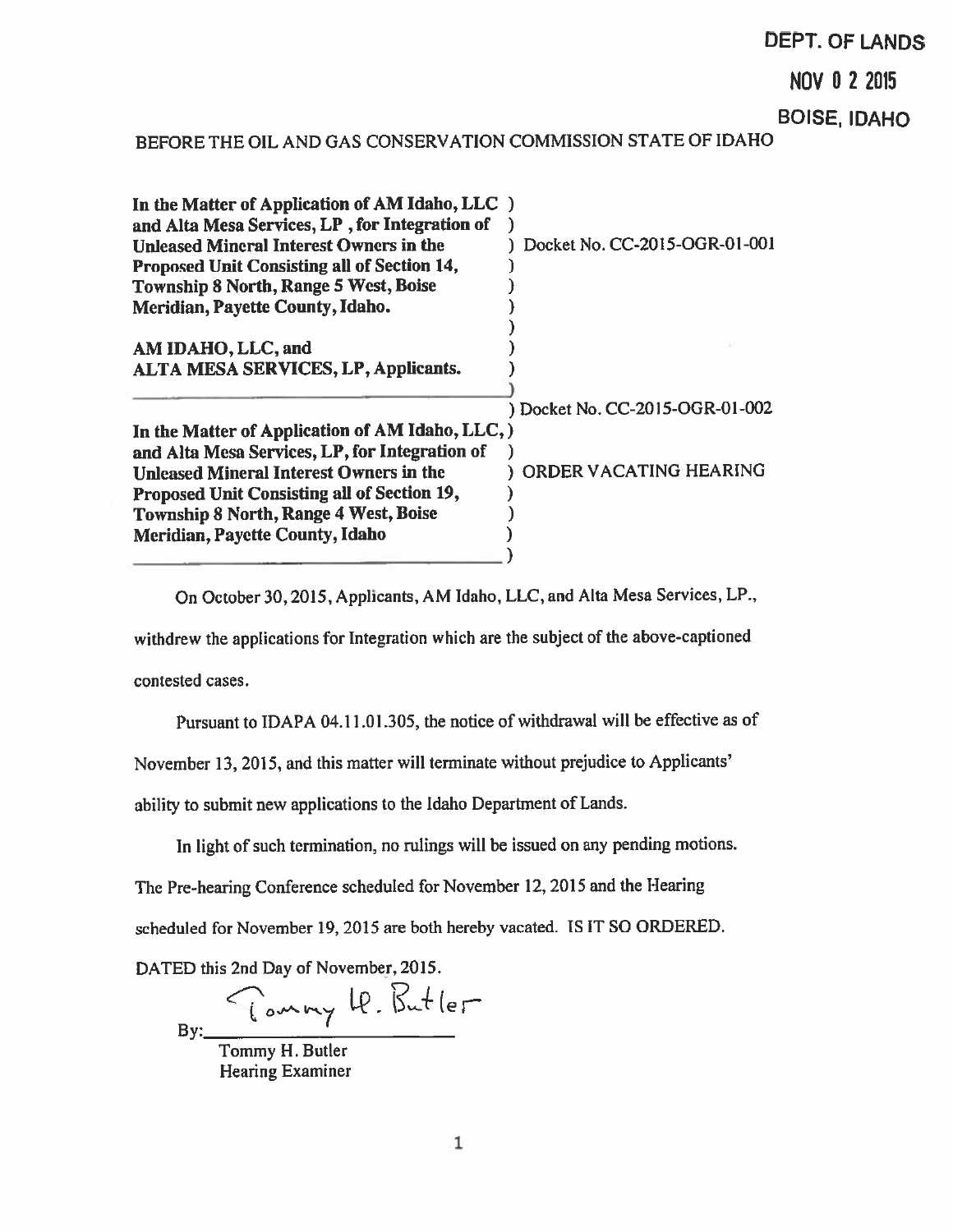DEPT. OF LANDS

NOV 0 2 2015

BOISE, IDAHO

BEFORE THE OIL AND GAS CONSERVATION COMMISSION STATE OF IDAHO

| | |
|---|---|
| **In the Matter of Application of AM Idaho, LLC and Alta Mesa Services, LP , for Integration of Unleased Mineral Interest Owners in the Proposed Unit Consisting all of Section 14, Township 8 North, Range 5 West, Boise Meridian, Payette County, Idaho.** | Docket No. CC-2015-OGR-01-001 |
| **AM IDAHO, LLC, and ALTA MESA SERVICES, LP, Applicants.** | |
| | Docket No. CC-2015-OGR-01-002 |
| **In the Matter of Application of AM Idaho, LLC, and Alta Mesa Services, LP, for Integration of Unleased Mineral Interest Owners in the Proposed Unit Consisting all of Section 19, Township 8 North, Range 4 West, Boise Meridian, Payette County, Idaho** | ORDER VACATING HEARING |

On October 30, 2015, Applicants, AM Idaho, LLC, and Alta Mesa Services, LP., withdrew the applications for Integration which are the subject of the above-captioned contested cases.

Pursuant to IDAPA 04.11.01.305, the notice of withdrawal will be effective as of November 13, 2015, and this matter will terminate without prejudice to Applicants' ability to submit new applications to the Idaho Department of Lands.

In light of such termination, no rulings will be issued on any pending motions. The Pre-hearing Conference scheduled for November 12, 2015 and the Hearing scheduled for November 19, 2015 are both hereby vacated. IS IT SO ORDERED.

DATED this 2nd Day of November, 2015.

By: Tommy H. Butler

Tommy H. Butler
Hearing Examiner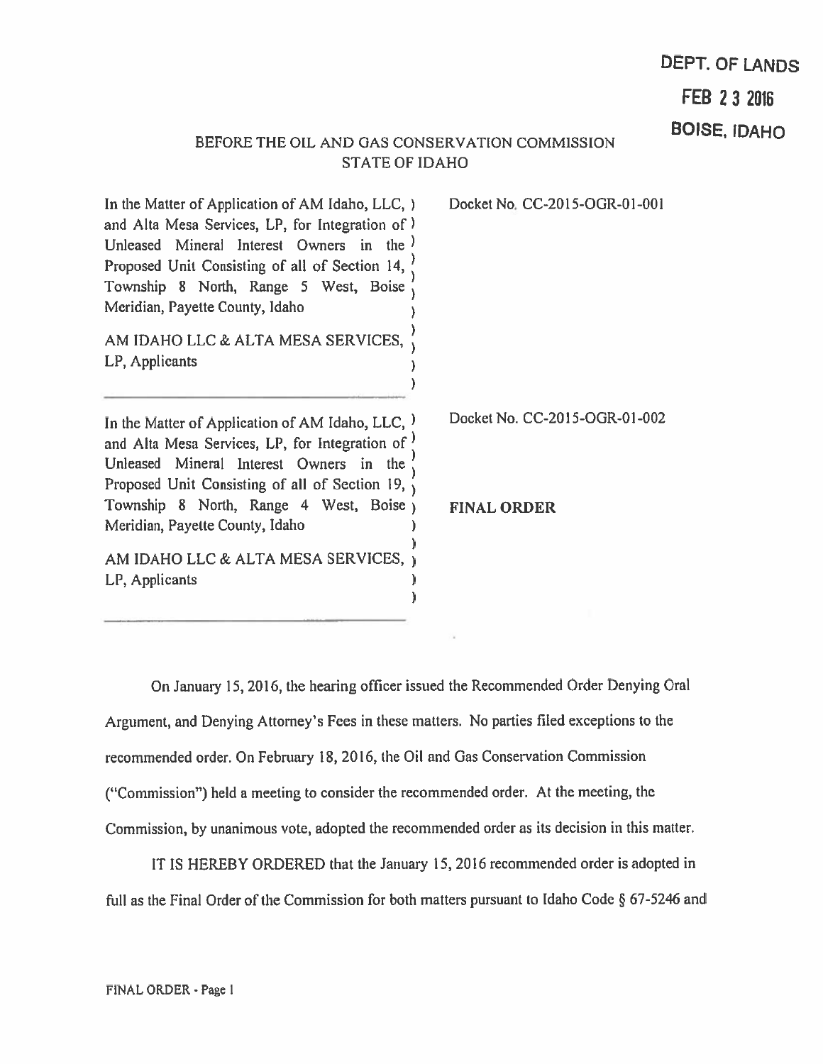DEPT. OF LANDS
FEB 23 2016
BOISE, IDAHO

BEFORE THE OIL AND GAS CONSERVATION COMMISSION
STATE OF IDAHO

| | |
|---|---|
| In the Matter of Application of AM Idaho, LLC, and Alta Mesa Services, LP, for Integration of Unleased Mineral Interest Owners in the Proposed Unit Consisting of all of Section 14, Township 8 North, Range 5 West, Boise Meridian, Payette County, Idaho<br><br>AM IDAHO LLC & ALTA MESA SERVICES, LP, Applicants | Docket No. CC-2015-OGR-01-001 |
| In the Matter of Application of AM Idaho, LLC, and Alta Mesa Services, LP, for Integration of Unleased Mineral Interest Owners in the Proposed Unit Consisting of all of Section 19, Township 8 North, Range 4 West, Boise Meridian, Payette County, Idaho<br><br>AM IDAHO LLC & ALTA MESA SERVICES, LP, Applicants | Docket No. CC-2015-OGR-01-002<br><br>**FINAL ORDER** |

On January 15, 2016, the hearing officer issued the Recommended Order Denying Oral Argument, and Denying Attorney's Fees in these matters. No parties filed exceptions to the recommended order. On February 18, 2016, the Oil and Gas Conservation Commission ("Commission") held a meeting to consider the recommended order. At the meeting, the Commission, by unanimous vote, adopted the recommended order as its decision in this matter.

IT IS HEREBY ORDERED that the January 15, 2016 recommended order is adopted in full as the Final Order of the Commission for both matters pursuant to Idaho Code § 67-5246 and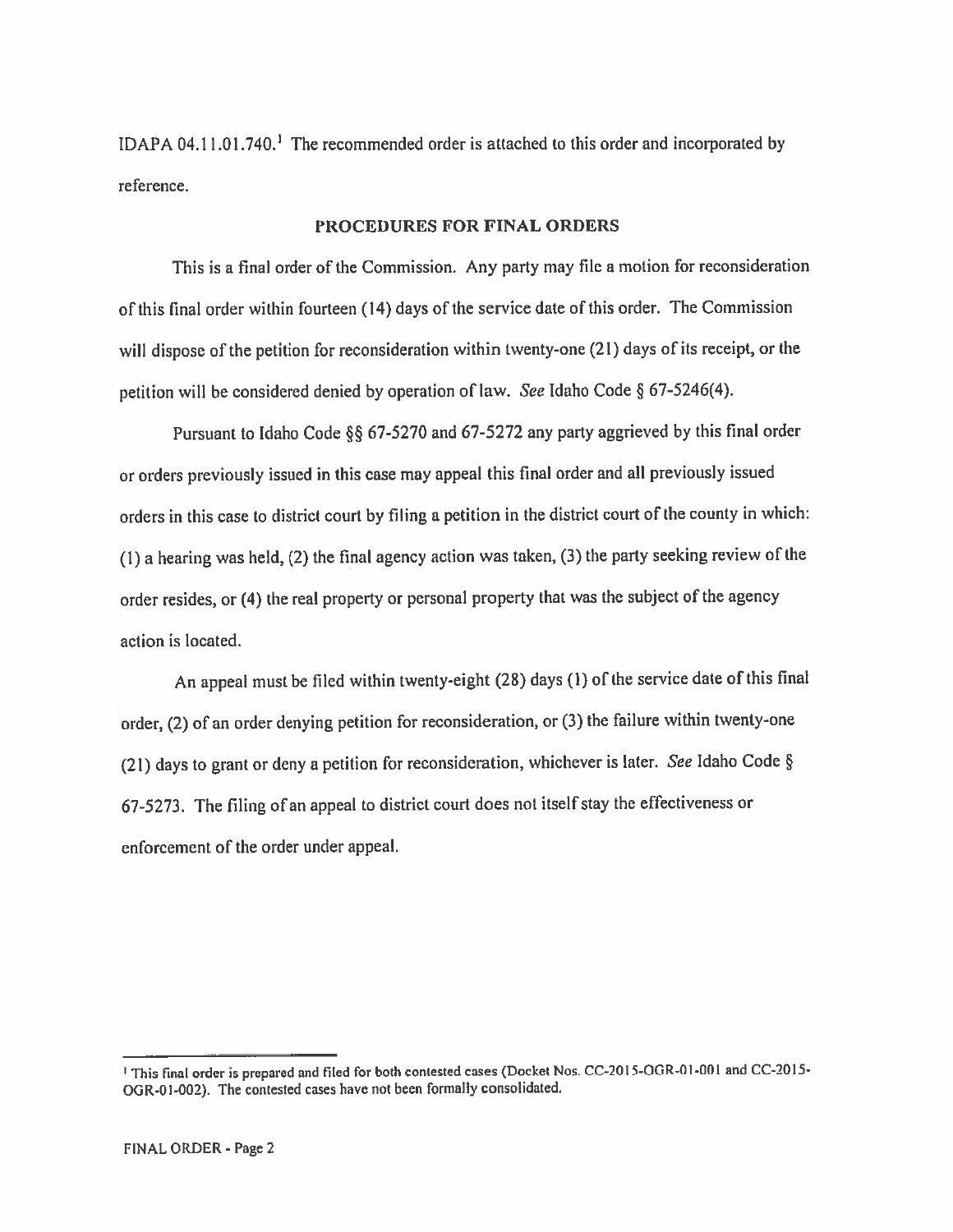IDAPA 04.11.01.740.[1] The recommended order is attached to this order and incorporated by reference.

## PROCEDURES FOR FINAL ORDERS

This is a final order of the Commission. Any party may file a motion for reconsideration of this final order within fourteen (14) days of the service date of this order. The Commission will dispose of the petition for reconsideration within twenty-one (21) days of its receipt, or the petition will be considered denied by operation of law. *See* Idaho Code § 67-5246(4).

Pursuant to Idaho Code §§ 67-5270 and 67-5272 any party aggrieved by this final order or orders previously issued in this case may appeal this final order and all previously issued orders in this case to district court by filing a petition in the district court of the county in which: (1) a hearing was held, (2) the final agency action was taken, (3) the party seeking review of the order resides, or (4) the real property or personal property that was the subject of the agency action is located.

An appeal must be filed within twenty-eight (28) days (1) of the service date of this final order, (2) of an order denying petition for reconsideration, or (3) the failure within twenty-one (21) days to grant or deny a petition for reconsideration, whichever is later. *See* Idaho Code § 67-5273. The filing of an appeal to district court does not itself stay the effectiveness or enforcement of the order under appeal.

---

[1] This final order is prepared and filed for both contested cases (Docket Nos. CC-2015-OGR-01-001 and CC-2015-OGR-01-002). The contested cases have not been formally consolidated.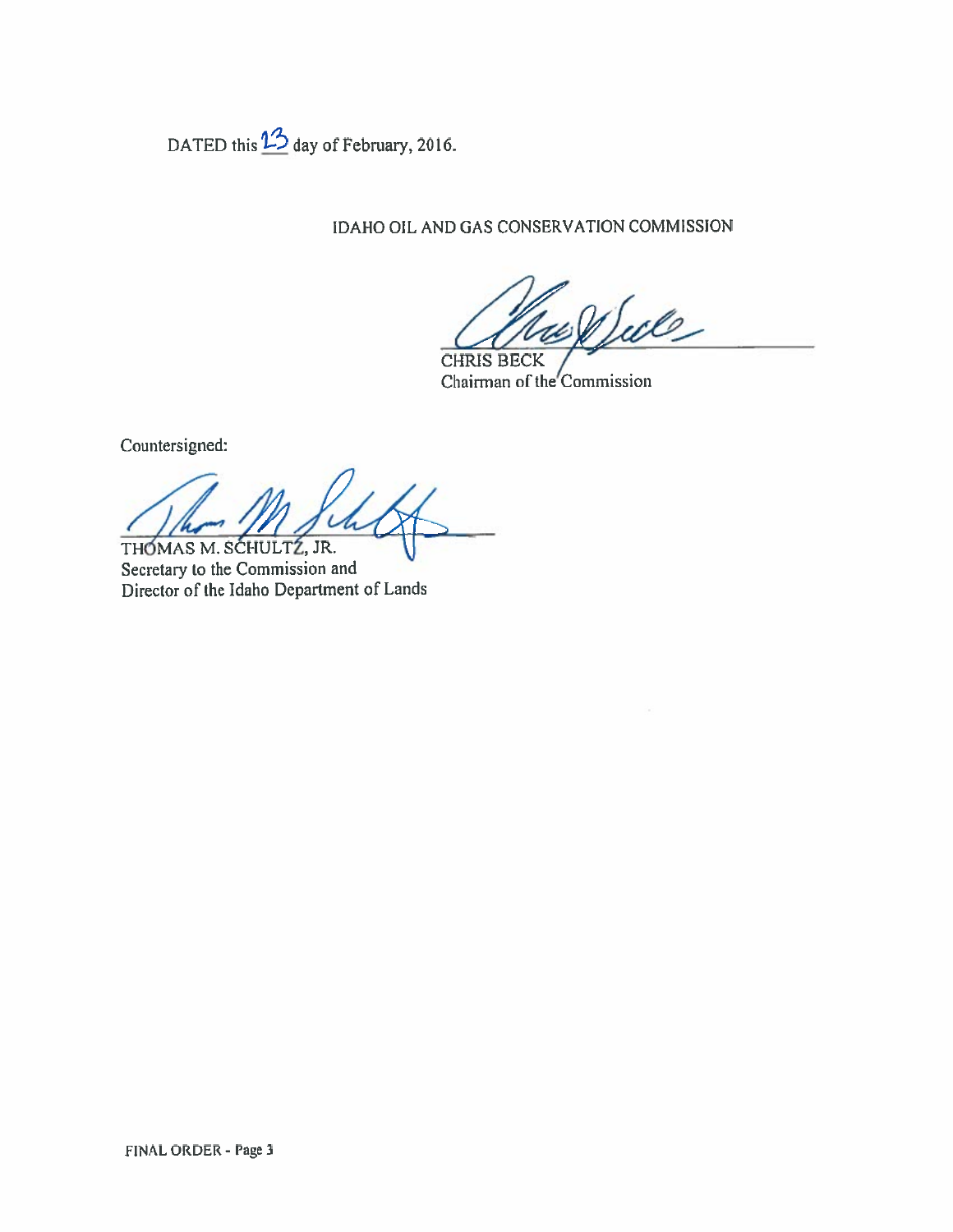DATED this 23 day of February, 2016.

IDAHO OIL AND GAS CONSERVATION COMMISSION

CHRIS BECK
Chairman of the Commission

Countersigned:

THOMAS M. SCHULTZ, JR.
Secretary to the Commission and
Director of the Idaho Department of Lands

FINAL ORDER - Page 3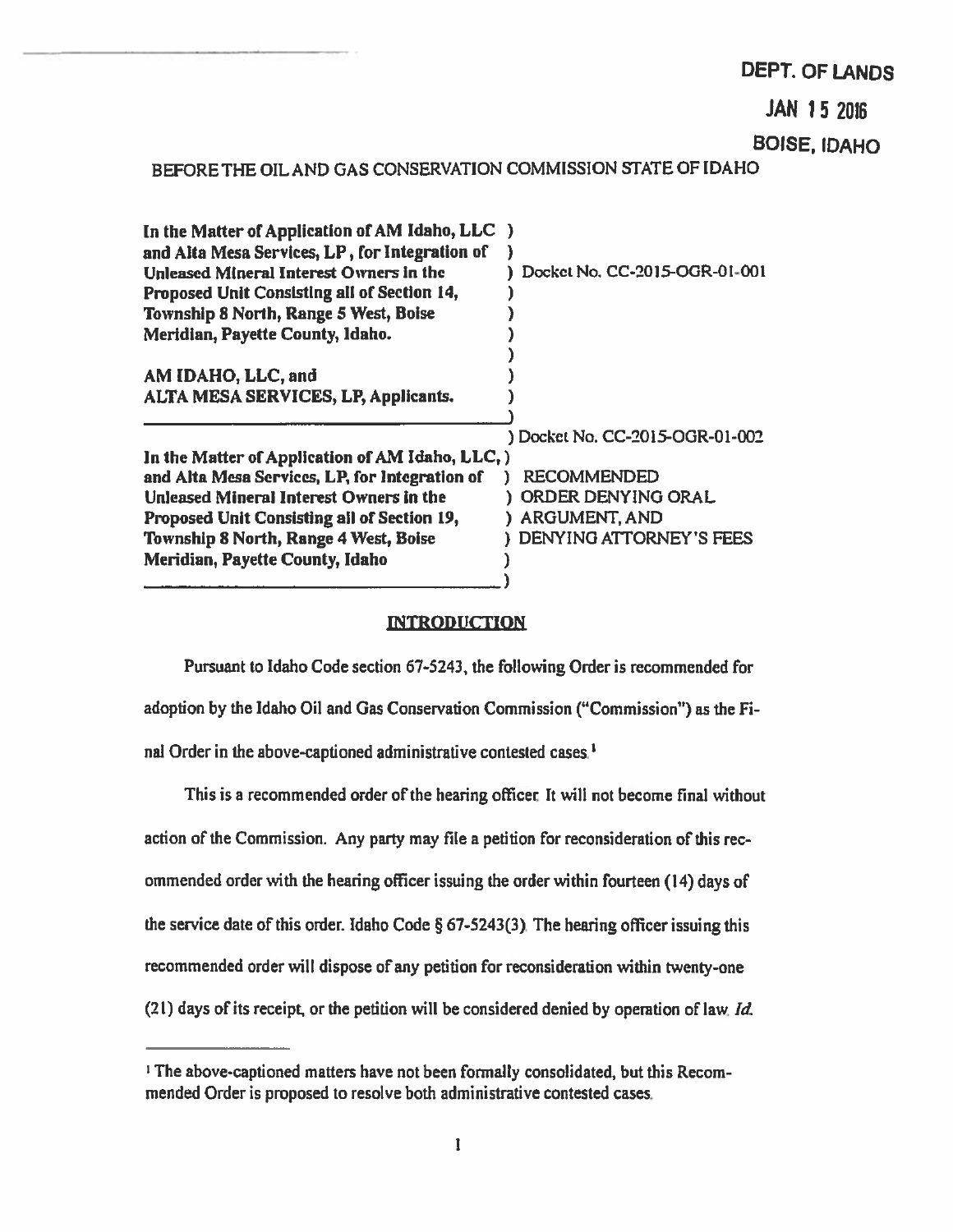DEPT. OF LANDS

JAN 15 2016

BOISE, IDAHO

BEFORE THE OIL AND GAS CONSERVATION COMMISSION STATE OF IDAHO

| | |
|---|---|
| In the Matter of Application of AM Idaho, LLC and Alta Mesa Services, LP, for Integration of Unleased Mineral Interest Owners in the Proposed Unit Consisting all of Section 14, Township 8 North, Range 5 West, Boise Meridian, Payette County, Idaho. <br><br> AM IDAHO, LLC, and ALTA MESA SERVICES, LP, Applicants. | Docket No. CC-2015-OGR-01-001 |
| In the Matter of Application of AM Idaho, LLC, and Alta Mesa Services, LP, for Integration of Unleased Mineral Interest Owners in the Proposed Unit Consisting all of Section 19, Township 8 North, Range 4 West, Boise Meridian, Payette County, Idaho | Docket No. CC-2015-OGR-01-002 <br><br> RECOMMENDED ORDER DENYING ORAL ARGUMENT, AND DENYING ATTORNEY'S FEES |

## INTRODUCTION

Pursuant to Idaho Code section 67-5243, the following Order is recommended for adoption by the Idaho Oil and Gas Conservation Commission ("Commission") as the Final Order in the above-captioned administrative contested cases.[1]

This is a recommended order of the hearing officer. It will not become final without action of the Commission. Any party may file a petition for reconsideration of this recommended order with the hearing officer issuing the order within fourteen (14) days of the service date of this order. Idaho Code § 67-5243(3). The hearing officer issuing this recommended order will dispose of any petition for reconsideration within twenty-one (21) days of its receipt, or the petition will be considered denied by operation of law. *Id.*

---

[1] The above-captioned matters have not been formally consolidated, but this Recommended Order is proposed to resolve both administrative contested cases.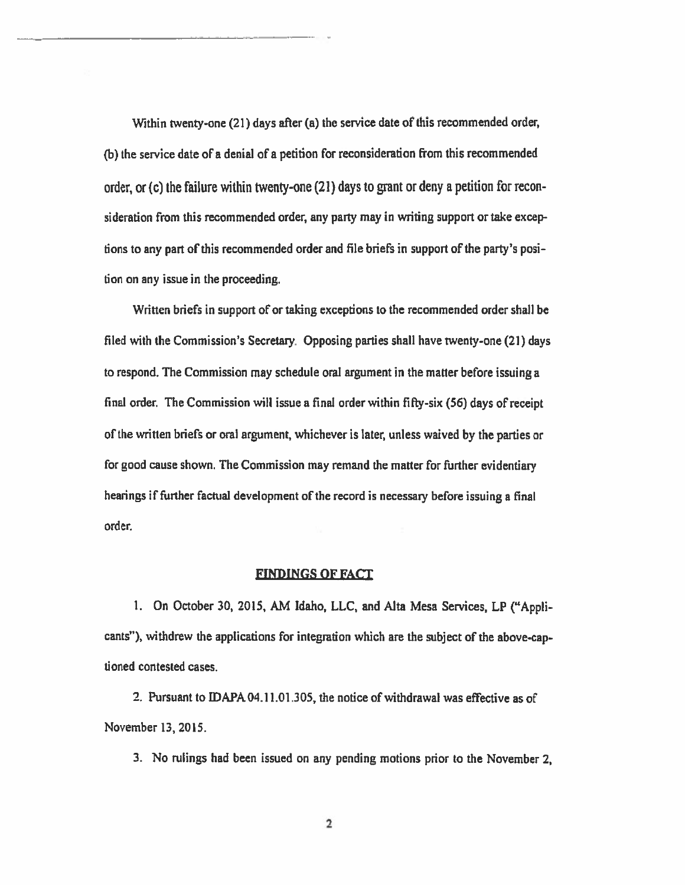Within twenty-one (21) days after (a) the service date of this recommended order, (b) the service date of a denial of a petition for reconsideration from this recommended order, or (c) the failure within twenty-one (21) days to grant or deny a petition for reconsideration from this recommended order, any party may in writing support or take exceptions to any part of this recommended order and file briefs in support of the party's position on any issue in the proceeding.

Written briefs in support of or taking exceptions to the recommended order shall be filed with the Commission's Secretary. Opposing parties shall have twenty-one (21) days to respond. The Commission may schedule oral argument in the matter before issuing a final order. The Commission will issue a final order within fifty-six (56) days of receipt of the written briefs or oral argument, whichever is later, unless waived by the parties or for good cause shown. The Commission may remand the matter for further evidentiary hearings if further factual development of the record is necessary before issuing a final order.

## FINDINGS OF FACT

1. On October 30, 2015, AM Idaho, LLC, and Alta Mesa Services, LP ("Applicants"), withdrew the applications for integration which are the subject of the above-captioned contested cases.

2. Pursuant to IDAPA 04.11.01.305, the notice of withdrawal was effective as of November 13, 2015.

3. No rulings had been issued on any pending motions prior to the November 2,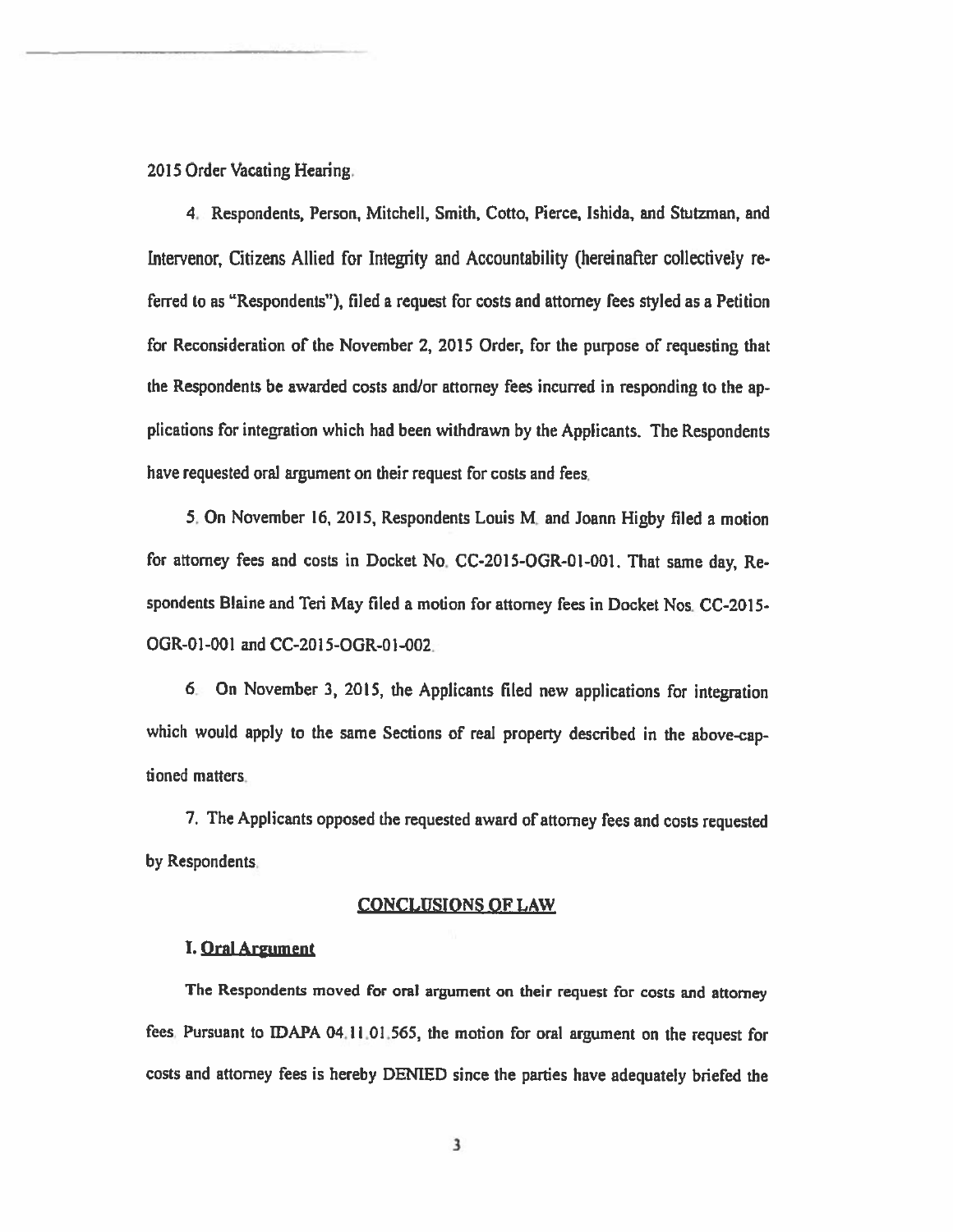2015 Order Vacating Hearing.

4. Respondents, Person, Mitchell, Smith, Cotto, Pierce, Ishida, and Stutzman, and Intervenor, Citizens Allied for Integrity and Accountability (hereinafter collectively referred to as "Respondents"), filed a request for costs and attorney fees styled as a Petition for Reconsideration of the November 2, 2015 Order, for the purpose of requesting that the Respondents be awarded costs and/or attorney fees incurred in responding to the applications for integration which had been withdrawn by the Applicants. The Respondents have requested oral argument on their request for costs and fees.

5. On November 16, 2015, Respondents Louis M. and Joann Higby filed a motion for attorney fees and costs in Docket No. CC-2015-OGR-01-001. That same day, Respondents Blaine and Teri May filed a motion for attorney fees in Docket Nos. CC-2015-OGR-01-001 and CC-2015-OGR-01-002.

6. On November 3, 2015, the Applicants filed new applications for integration which would apply to the same Sections of real property described in the above-captioned matters.

7. The Applicants opposed the requested award of attorney fees and costs requested by Respondents.

## CONCLUSIONS OF LAW

### I. Oral Argument

The Respondents moved for oral argument on their request for costs and attorney fees. Pursuant to IDAPA 04.11.01.565, the motion for oral argument on the request for costs and attorney fees is hereby DENIED since the parties have adequately briefed the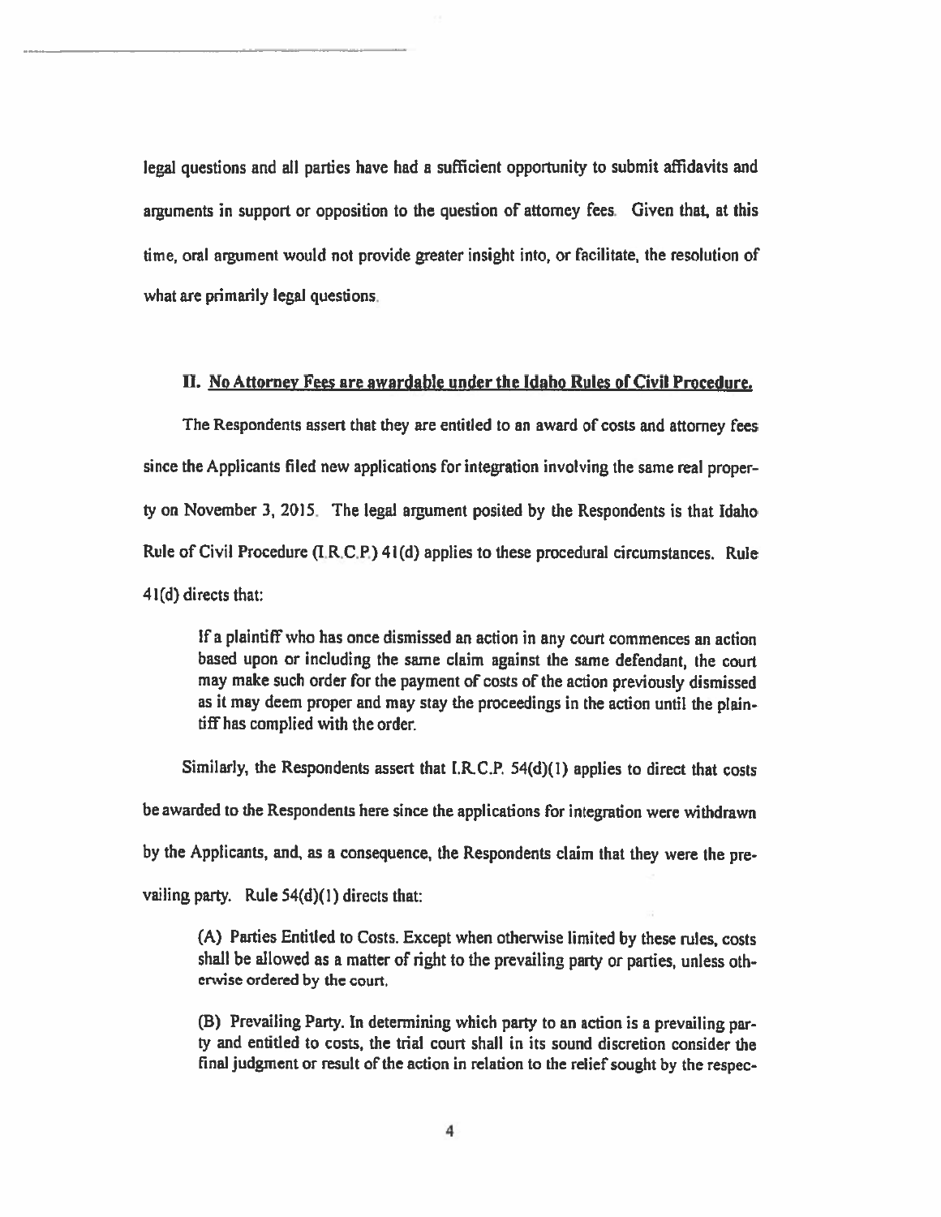legal questions and all parties have had a sufficient opportunity to submit affidavits and arguments in support or opposition to the question of attorney fees. Given that, at this time, oral argument would not provide greater insight into, or facilitate, the resolution of what are primarily legal questions.

## II. No Attorney Fees are awardable under the Idaho Rules of Civil Procedure.

The Respondents assert that they are entitled to an award of costs and attorney fees since the Applicants filed new applications for integration involving the same real property on November 3, 2015. The legal argument posited by the Respondents is that Idaho Rule of Civil Procedure (I.R.C.P.) 41(d) applies to these procedural circumstances. Rule 41(d) directs that:

> If a plaintiff who has once dismissed an action in any court commences an action based upon or including the same claim against the same defendant, the court may make such order for the payment of costs of the action previously dismissed as it may deem proper and may stay the proceedings in the action until the plaintiff has complied with the order.

Similarly, the Respondents assert that I.R.C.P. 54(d)(1) applies to direct that costs be awarded to the Respondents here since the applications for integration were withdrawn by the Applicants, and, as a consequence, the Respondents claim that they were the prevailing party. Rule 54(d)(1) directs that:

> (A) Parties Entitled to Costs. Except when otherwise limited by these rules, costs shall be allowed as a matter of right to the prevailing party or parties, unless otherwise ordered by the court.
>
> (B) Prevailing Party. In determining which party to an action is a prevailing party and entitled to costs, the trial court shall in its sound discretion consider the final judgment or result of the action in relation to the relief sought by the respec-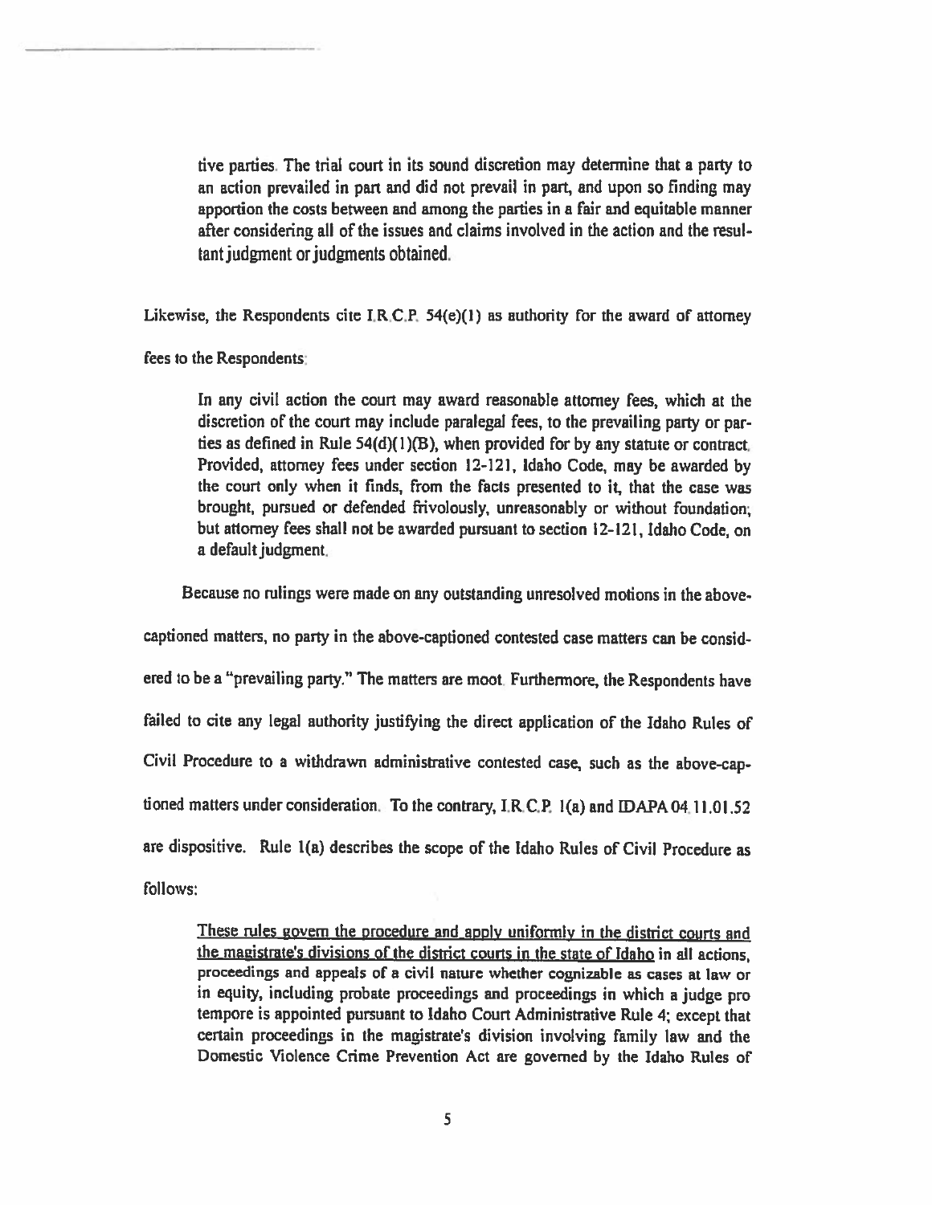> tive parties. The trial court in its sound discretion may determine that a party to an action prevailed in part and did not prevail in part, and upon so finding may apportion the costs between and among the parties in a fair and equitable manner after considering all of the issues and claims involved in the action and the resultant judgment or judgments obtained.

Likewise, the Respondents cite I.R.C.P. 54(e)(1) as authority for the award of attorney fees to the Respondents:

> In any civil action the court may award reasonable attorney fees, which at the discretion of the court may include paralegal fees, to the prevailing party or parties as defined in Rule 54(d)(1)(B), when provided for by any statute or contract. Provided, attorney fees under section 12-121, Idaho Code, may be awarded by the court only when it finds, from the facts presented to it, that the case was brought, pursued or defended frivolously, unreasonably or without foundation; but attorney fees shall not be awarded pursuant to section 12-121, Idaho Code, on a default judgment.

Because no rulings were made on any outstanding unresolved motions in the above-captioned matters, no party in the above-captioned contested case matters can be considered to be a "prevailing party." The matters are moot. Furthermore, the Respondents have failed to cite any legal authority justifying the direct application of the Idaho Rules of Civil Procedure to a withdrawn administrative contested case, such as the above-captioned matters under consideration. To the contrary, I.R.C.P. 1(a) and IDAPA 04.11.01.52 are dispositive. Rule 1(a) describes the scope of the Idaho Rules of Civil Procedure as follows:

> <u>These rules govern the procedure and apply uniformly in the district courts and the magistrate's divisions of the district courts in the state of Idaho</u> in all actions, proceedings and appeals of a civil nature whether cognizable as cases at law or in equity, including probate proceedings and proceedings in which a judge pro tempore is appointed pursuant to Idaho Court Administrative Rule 4; except that certain proceedings in the magistrate's division involving family law and the Domestic Violence Crime Prevention Act are governed by the Idaho Rules of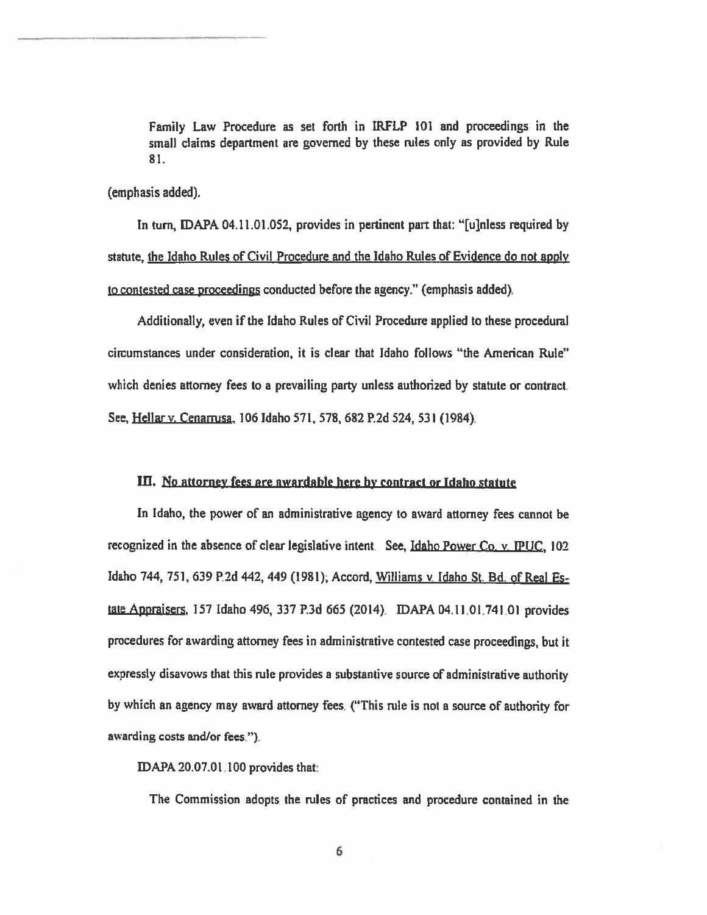> Family Law Procedure as set forth in IRFLP 101 and proceedings in the small claims department are governed by these rules only as provided by Rule 81.

(emphasis added).

In turn, IDAPA 04.11.01.052, provides in pertinent part that: "[u]nless required by statute, the Idaho Rules of Civil Procedure and the Idaho Rules of Evidence do not apply to contested case proceedings conducted before the agency." (emphasis added).

Additionally, even if the Idaho Rules of Civil Procedure applied to these procedural circumstances under consideration, it is clear that Idaho follows "the American Rule" which denies attorney fees to a prevailing party unless authorized by statute or contract. See, Hellar v. Cenarrusa, 106 Idaho 571, 578, 682 P.2d 524, 531 (1984).

## III. No attorney fees are awardable here by contract or Idaho statute

In Idaho, the power of an administrative agency to award attorney fees cannot be recognized in the absence of clear legislative intent. See, Idaho Power Co. v. IPUC, 102 Idaho 744, 751, 639 P.2d 442, 449 (1981); Accord, Williams v. Idaho St. Bd. of Real Estate Appraisers, 157 Idaho 496, 337 P.3d 665 (2014). IDAPA 04.11.01.741.01 provides procedures for awarding attorney fees in administrative contested case proceedings, but it expressly disavows that this rule provides a substantive source of administrative authority by which an agency may award attorney fees. ("This rule is not a source of authority for awarding costs and/or fees.").

IDAPA 20.07.01.100 provides that:

> The Commission adopts the rules of practices and procedure contained in the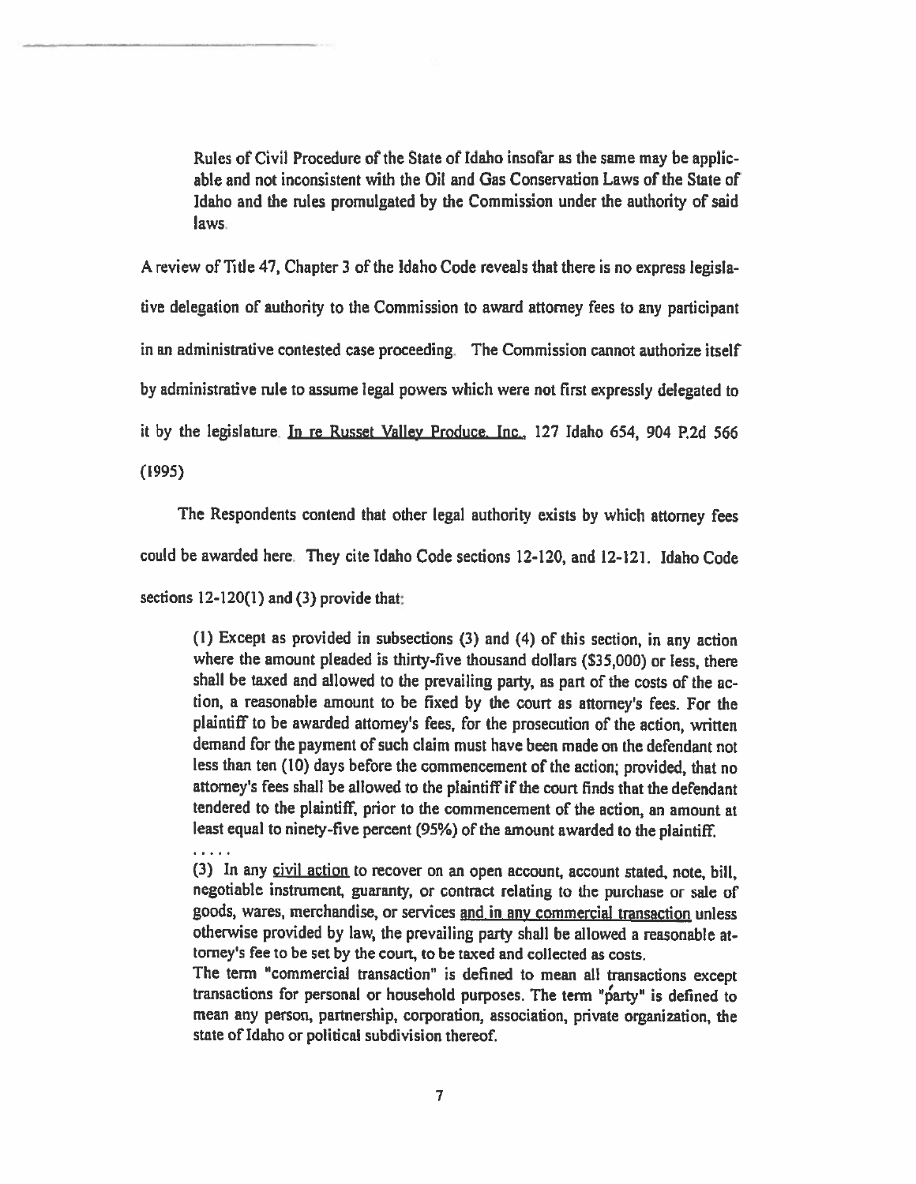> Rules of Civil Procedure of the State of Idaho insofar as the same may be applicable and not inconsistent with the Oil and Gas Conservation Laws of the State of Idaho and the rules promulgated by the Commission under the authority of said laws.

A review of Title 47, Chapter 3 of the Idaho Code reveals that there is no express legislative delegation of authority to the Commission to award attorney fees to any participant in an administrative contested case proceeding. The Commission cannot authorize itself by administrative rule to assume legal powers which were not first expressly delegated to it by the legislature. In re Russet Valley Produce, Inc., 127 Idaho 654, 904 P.2d 566 (1995)

The Respondents contend that other legal authority exists by which attorney fees could be awarded here. They cite Idaho Code sections 12-120, and 12-121. Idaho Code sections 12-120(1) and (3) provide that:

> (1) Except as provided in subsections (3) and (4) of this section, in any action where the amount pleaded is thirty-five thousand dollars ($35,000) or less, there shall be taxed and allowed to the prevailing party, as part of the costs of the action, a reasonable amount to be fixed by the court as attorney's fees. For the plaintiff to be awarded attorney's fees, for the prosecution of the action, written demand for the payment of such claim must have been made on the defendant not less than ten (10) days before the commencement of the action; provided, that no attorney's fees shall be allowed to the plaintiff if the court finds that the defendant tendered to the plaintiff, prior to the commencement of the action, an amount at least equal to ninety-five percent (95%) of the amount awarded to the plaintiff.
>
> . . . . .
>
> (3) In any civil action to recover on an open account, account stated, note, bill, negotiable instrument, guaranty, or contract relating to the purchase or sale of goods, wares, merchandise, or services and in any commercial transaction unless otherwise provided by law, the prevailing party shall be allowed a reasonable attorney's fee to be set by the court, to be taxed and collected as costs.
>
> The term "commercial transaction" is defined to mean all transactions except transactions for personal or household purposes. The term "party" is defined to mean any person, partnership, corporation, association, private organization, the state of Idaho or political subdivision thereof.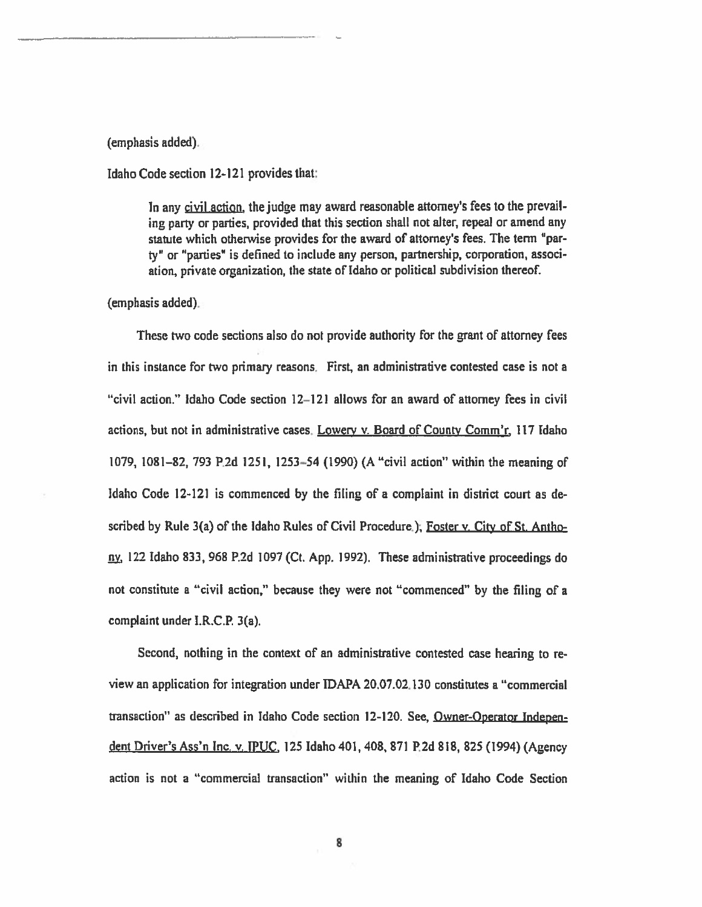(emphasis added).

Idaho Code section 12-121 provides that:

> In any civil action, the judge may award reasonable attorney's fees to the prevailing party or parties, provided that this section shall not alter, repeal or amend any statute which otherwise provides for the award of attorney's fees. The term "party" or "parties" is defined to include any person, partnership, corporation, association, private organization, the state of Idaho or political subdivision thereof.

(emphasis added).

These two code sections also do not provide authority for the grant of attorney fees in this instance for two primary reasons. First, an administrative contested case is not a "civil action." Idaho Code section 12–121 allows for an award of attorney fees in civil actions, but not in administrative cases. Lowery v. Board of County Comm'r, 117 Idaho 1079, 1081–82, 793 P.2d 1251, 1253–54 (1990) (A "civil action" within the meaning of Idaho Code 12-121 is commenced by the filing of a complaint in district court as described by Rule 3(a) of the Idaho Rules of Civil Procedure.); Foster v. City of St. Anthony, 122 Idaho 833, 968 P.2d 1097 (Ct. App. 1992). These administrative proceedings do not constitute a "civil action," because they were not "commenced" by the filing of a complaint under I.R.C.P. 3(a).

Second, nothing in the context of an administrative contested case hearing to review an application for integration under IDAPA 20.07.02.130 constitutes a "commercial transaction" as described in Idaho Code section 12-120. See, Owner-Operator Independent Driver's Ass'n Inc. v. IPUC, 125 Idaho 401, 408, 871 P.2d 818, 825 (1994) (Agency action is not a "commercial transaction" within the meaning of Idaho Code Section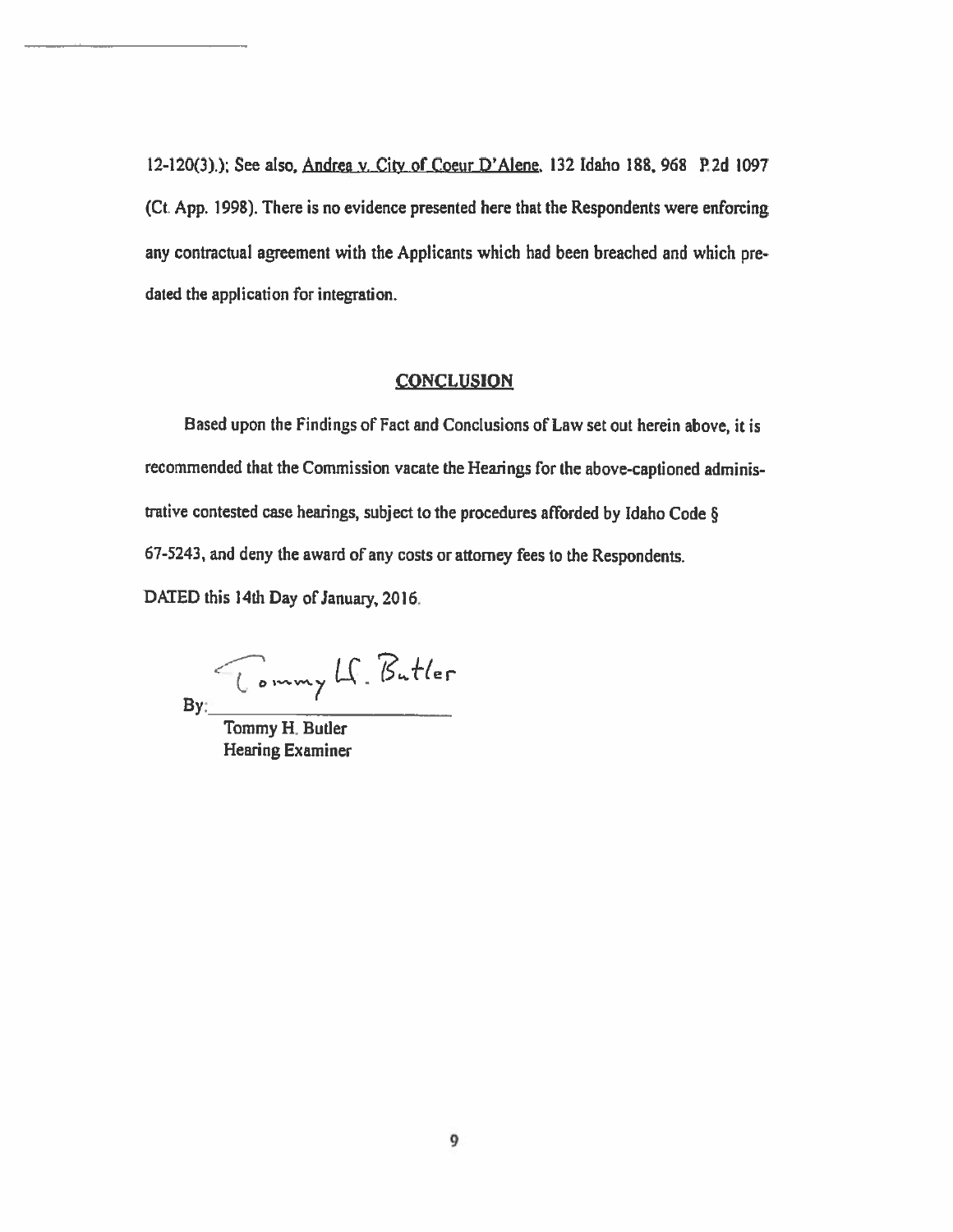12-120(3).); See also, Andrea v. City of Coeur D'Alene, 132 Idaho 188, 968 P.2d 1097 (Ct. App. 1998). There is no evidence presented here that the Respondents were enforcing any contractual agreement with the Applicants which had been breached and which pre-dated the application for integration.

## CONCLUSION

Based upon the Findings of Fact and Conclusions of Law set out herein above, it is recommended that the Commission vacate the Hearings for the above-captioned administrative contested case hearings, subject to the procedures afforded by Idaho Code § 67-5243, and deny the award of any costs or attorney fees to the Respondents.

DATED this 14th Day of January, 2016.

By: Tommy H. Butler

Tommy H. Butler
Hearing Examiner